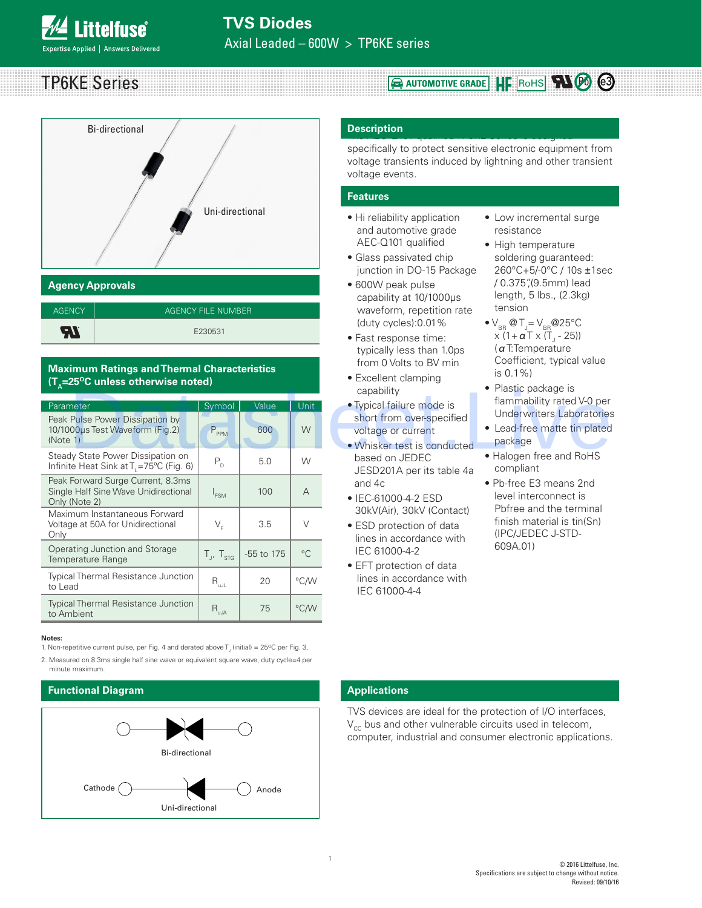# TVS Diodes

Axial Leaded – 600W > TP6KE series

## TP6KE Series

AUTOMOTIVE GRADE HF RoHS

Bi-directional

Uni-directional

## Agency Approvals

| AGENCY | AGENCY FILE NUMBER |
|---|---|
| UL | E230531 |

## Maximum Ratings and Thermal Characteristics ($T_A$=25ºC unless otherwise noted)

| Parameter | Symbol | Value | Unit |
|---|---|---|---|
| Peak Pulse Power Dissipation by 10/1000µs Test Waveform (Fig.2) (Note 1) | $P_{PPM}$ | 600 | W |
| Steady State Power Dissipation on Infinite Heat Sink at $T_L$=75ºC (Fig. 6) | $P_D$ | 5.0 | W |
| Peak Forward Surge Current, 8.3ms Single Half Sine Wave Unidirectional Only (Note 2) | $I_{FSM}$ | 100 | A |
| Maximum Instantaneous Forward Voltage at 50A for Unidirectional Only | $V_F$ | 3.5 | V |
| Operating Junction and Storage Temperature Range | $T_J$, $T_{STG}$ | -55 to 175 | °C |
| Typical Thermal Resistance Junction to Lead | $R_{uJL}$ | 20 | °C/W |
| Typical Thermal Resistance Junction to Ambient | $R_{uJA}$ | 75 | °C/W |

**Notes:**

1. Non-repetitive current pulse, per Fig. 4 and derated above $T_J$ (initial) = 25ºC per Fig. 3.
2. Measured on 8.3ms single half sine wave or equivalent square wave, duty cycle=4 per minute maximum.

## Functional Diagram

Bi-directional

Cathode Anode

Uni-directional

## Description

The AEC-Q101 qualified TP6KE Series is designed specifically to protect sensitive electronic equipment from voltage transients induced by lightning and other transient voltage events.

## Features

- Hi reliability application and automotive grade AEC-Q101 qualified
- Glass passivated chip junction in DO-15 Package
- 600W peak pulse capability at 10/1000µs waveform, repetition rate (duty cycles):0.01%
- Fast response time: typically less than 1.0ps from 0 Volts to BV min
- Excellent clamping capability
- Typical failure mode is short from over-specified voltage or current
- Whisker test is conducted based on JEDEC JESD201A per its table 4a and 4c
- IEC-61000-4-2 ESD 30kV(Air), 30kV (Contact)
- ESD protection of data lines in accordance with IEC 61000-4-2
- EFT protection of data lines in accordance with IEC 61000-4-4
- Low incremental surge resistance
- High temperature soldering guaranteed: 260°C+5/-0°C / 10s ±1sec / 0.375",(9.5mm) lead length, 5 lbs., (2.3kg) tension
- $V_{BR}$ @$T_J$= $V_{BR}$@25°C x (1+$\alpha$T x ($T_J$ - 25)) ($\alpha$T:Temperature Coefficient, typical value is 0.1%)
- Plastic package is flammability rated V-0 per Underwriters Laboratories
- Lead-free matte tin plated package
- Halogen free and RoHS compliant
- Pb-free E3 means 2nd level interconnect is Pbfree and the terminal finish material is tin(Sn) (IPC/JEDEC J-STD-609A.01)

## Applications

TVS devices are ideal for the protection of I/O interfaces, $V_{CC}$ bus and other vulnerable circuits used in telecom, computer, industrial and consumer electronic applications.

© 2016 Littelfuse, Inc.
Specifications are subject to change without notice.
Revised: 09/10/16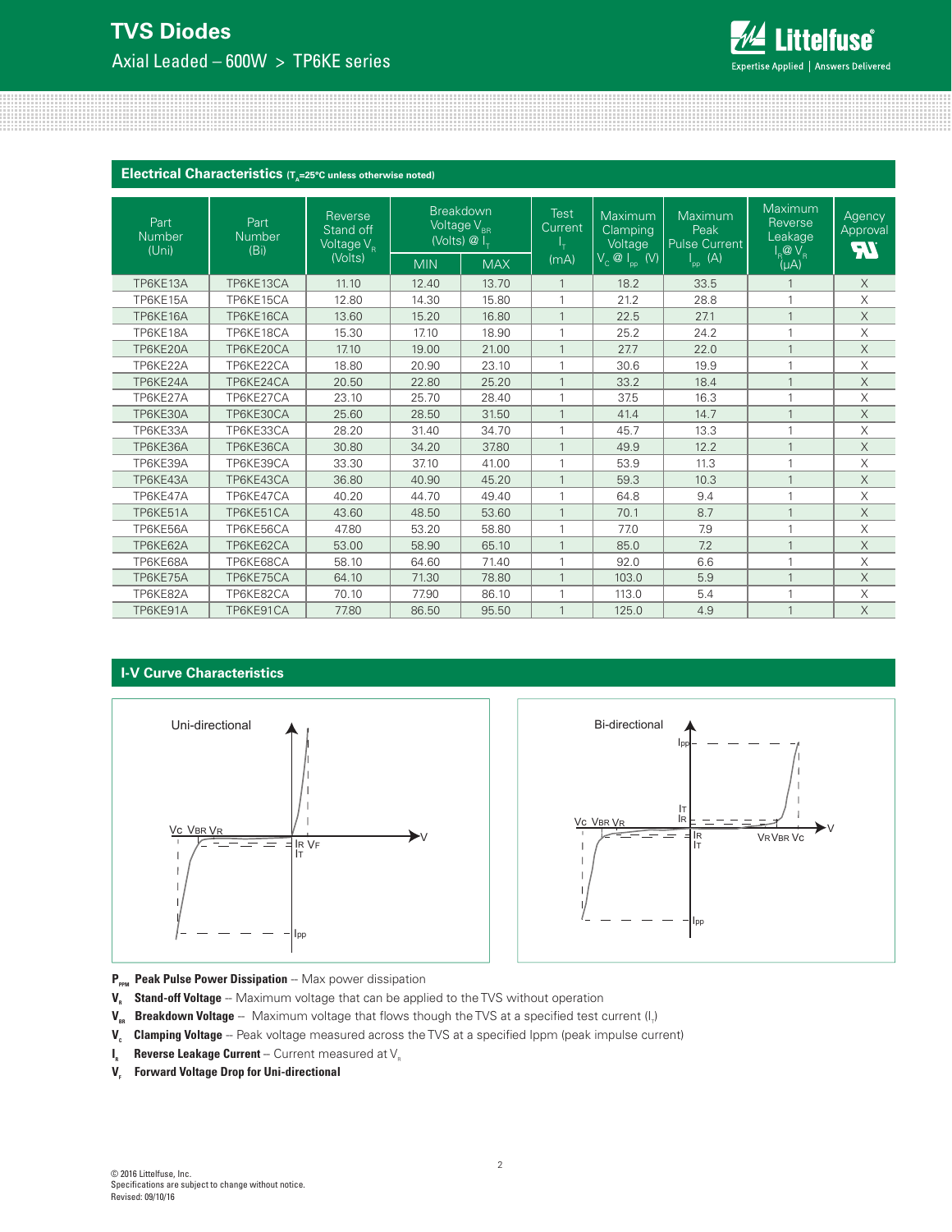## Electrical Characteristics ($T_A$=25°C unless otherwise noted)

| Part Number (Uni) | Part Number (Bi) | Reverse Stand off Voltage $V_R$ (Volts) | Breakdown Voltage $V_{BR}$ (Volts) @ $I_T$ | | Test Current $I_T$ (mA) | Maximum Clamping Voltage $V_C$ @ $I_{pp}$ (V) | Maximum Peak Pulse Current $I_{pp}$ (A) | Maximum Reverse Leakage $I_R$ @ $V_R$ (µA) | Agency Approval |
|---|---|---|---|---|---|---|---|---|---|
| | | | MIN | MAX | | | | | |
| TP6KE13A | TP6KE13CA | 11.10 | 12.40 | 13.70 | 1 | 18.2 | 33.5 | 1 | X |
| TP6KE15A | TP6KE15CA | 12.80 | 14.30 | 15.80 | 1 | 21.2 | 28.8 | 1 | X |
| TP6KE16A | TP6KE16CA | 13.60 | 15.20 | 16.80 | 1 | 22.5 | 27.1 | 1 | X |
| TP6KE18A | TP6KE18CA | 15.30 | 17.10 | 18.90 | 1 | 25.2 | 24.2 | 1 | X |
| TP6KE20A | TP6KE20CA | 17.10 | 19.00 | 21.00 | 1 | 27.7 | 22.0 | 1 | X |
| TP6KE22A | TP6KE22CA | 18.80 | 20.90 | 23.10 | 1 | 30.6 | 19.9 | 1 | X |
| TP6KE24A | TP6KE24CA | 20.50 | 22.80 | 25.20 | 1 | 33.2 | 18.4 | 1 | X |
| TP6KE27A | TP6KE27CA | 23.10 | 25.70 | 28.40 | 1 | 37.5 | 16.3 | 1 | X |
| TP6KE30A | TP6KE30CA | 25.60 | 28.50 | 31.50 | 1 | 41.4 | 14.7 | 1 | X |
| TP6KE33A | TP6KE33CA | 28.20 | 31.40 | 34.70 | 1 | 45.7 | 13.3 | 1 | X |
| TP6KE36A | TP6KE36CA | 30.80 | 34.20 | 37.80 | 1 | 49.9 | 12.2 | 1 | X |
| TP6KE39A | TP6KE39CA | 33.30 | 37.10 | 41.00 | 1 | 53.9 | 11.3 | 1 | X |
| TP6KE43A | TP6KE43CA | 36.80 | 40.90 | 45.20 | 1 | 59.3 | 10.3 | 1 | X |
| TP6KE47A | TP6KE47CA | 40.20 | 44.70 | 49.40 | 1 | 64.8 | 9.4 | 1 | X |
| TP6KE51A | TP6KE51CA | 43.60 | 48.50 | 53.60 | 1 | 70.1 | 8.7 | 1 | X |
| TP6KE56A | TP6KE56CA | 47.80 | 53.20 | 58.80 | 1 | 77.0 | 7.9 | 1 | X |
| TP6KE62A | TP6KE62CA | 53.00 | 58.90 | 65.10 | 1 | 85.0 | 7.2 | 1 | X |
| TP6KE68A | TP6KE68CA | 58.10 | 64.60 | 71.40 | 1 | 92.0 | 6.6 | 1 | X |
| TP6KE75A | TP6KE75CA | 64.10 | 71.30 | 78.80 | 1 | 103.0 | 5.9 | 1 | X |
| TP6KE82A | TP6KE82CA | 70.10 | 77.90 | 86.10 | 1 | 113.0 | 5.4 | 1 | X |
| TP6KE91A | TP6KE91CA | 77.80 | 86.50 | 95.50 | 1 | 125.0 | 4.9 | 1 | X |

## I-V Curve Characteristics

Uni-directional

Bi-directional

$P_{PPM}$ **Peak Pulse Power Dissipation** -- Max power dissipation

$V_R$ **Stand-off Voltage** -- Maximum voltage that can be applied to the TVS without operation

$V_{BR}$ **Breakdown Voltage** -- Maximum voltage that flows though the TVS at a specified test current ($I_T$)

$V_C$ **Clamping Voltage** -- Peak voltage measured across the TVS at a specified Ippm (peak impulse current)

$I_R$ **Reverse Leakage Current** -- Current measured at $V_R$

$V_F$ **Forward Voltage Drop for Uni-directional**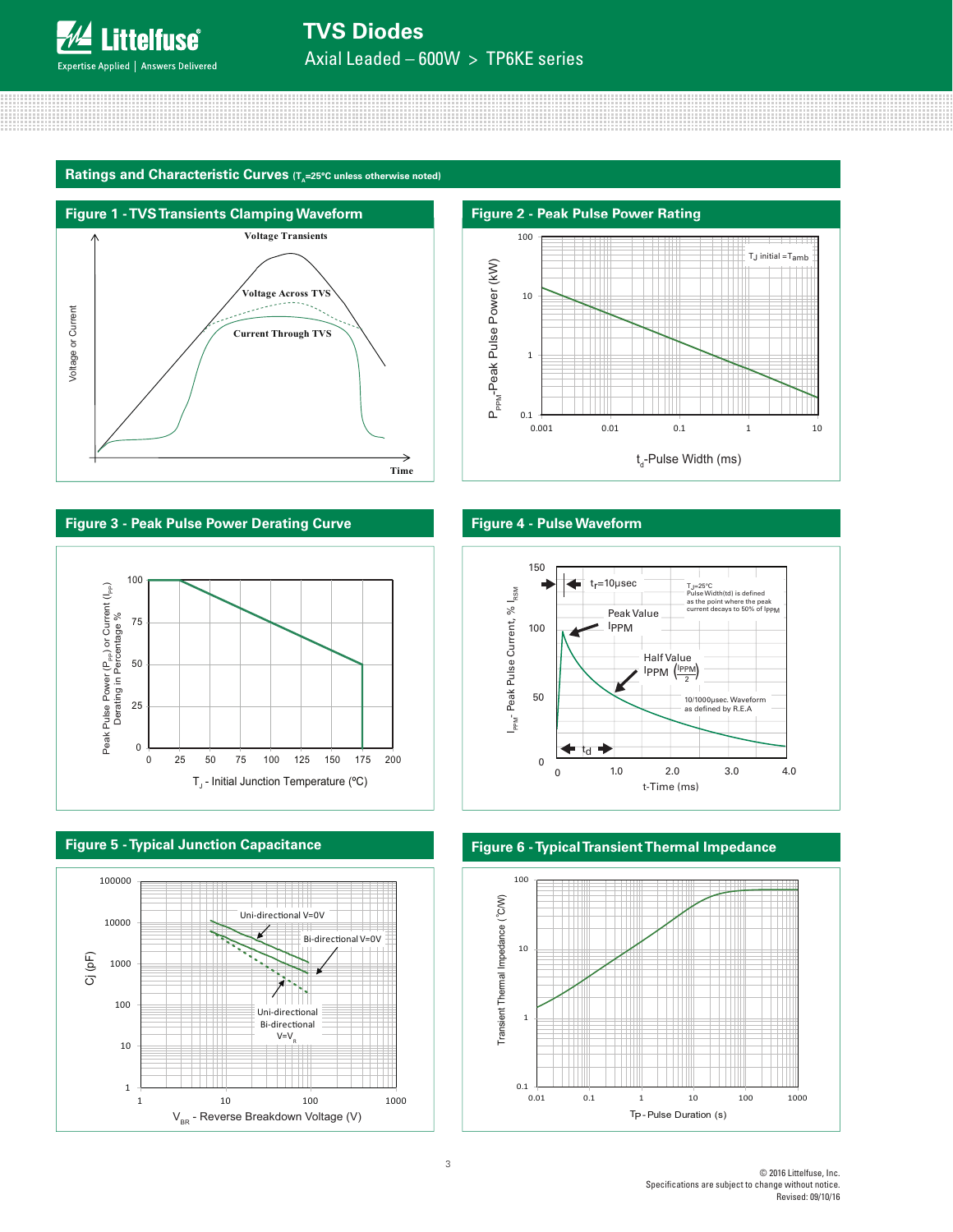## Ratings and Characteristic Curves ($T_A$=25°C unless otherwise noted)

### Figure 1 - TVS Transients Clamping Waveform

Voltage Transients

Voltage Across TVS

Current Through TVS

Voltage or Current

Time

### Figure 2 - Peak Pulse Power Rating

$T_J$ initial = $T_{amb}$

$P_{PPM}$-Peak Pulse Power (kW)

$t_d$-Pulse Width (ms)

### Figure 3 - Peak Pulse Power Derating Curve

Peak Pulse Power ($P_{PP}$) or Current ($I_{PP}$) Derating in Percentage %

$T_J$ - Initial Junction Temperature (ºC)

### Figure 4 - Pulse Waveform

$t_r$=10μsec

$T_J$=25°C
Pulse Width($t_d$) is defined as the point where the peak current decays to 50% of $I_{PPM}$

Peak Value $I_{PPM}$

Half Value $I_{PPM}$ $\left(\frac{I_{PPM}}{2}\right)$

10/1000μsec. Waveform as defined by R.E.A

$t_d$

$I_{PPM}$- Peak Pulse Current, % $I_{RSM}$

t-Time (ms)

### Figure 5 - Typical Junction Capacitance

Uni-directional V=0V

Bi-directional V=0V

Uni-directional
Bi-directional
V=$V_R$

Cj (pF)

$V_{BR}$ - Reverse Breakdown Voltage (V)

### Figure 6 - Typical Transient Thermal Impedance

Transient Thermal Impedance (°C/W)

Tp-Pulse Duration (s)

© 2016 Littelfuse, Inc.
Specifications are subject to change without notice.
Revised: 09/10/16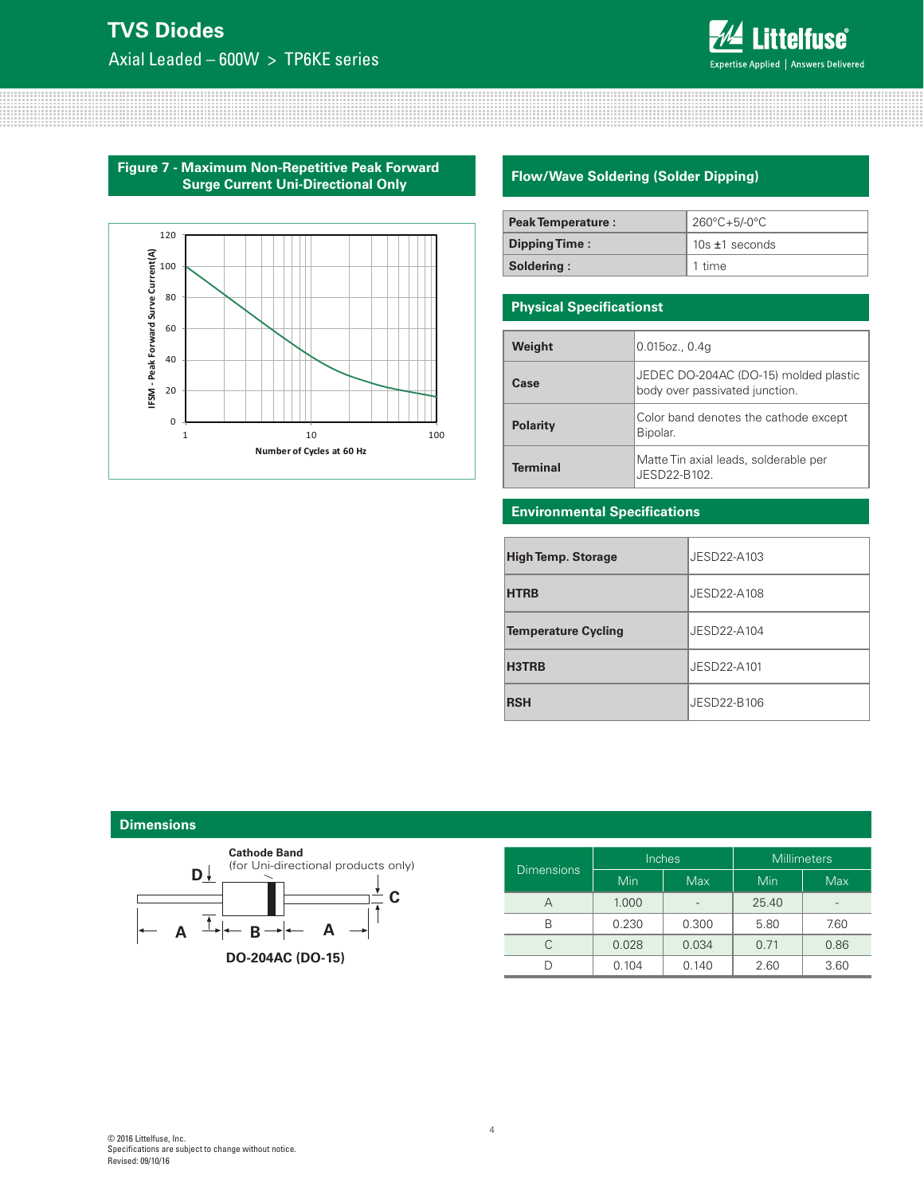## Figure 7 - Maximum Non-Repetitive Peak Forward Surge Current Uni-Directional Only

IFSM - Peak Forward Surve Current(A)

Number of Cycles at 60 Hz

## Flow/Wave Soldering (Solder Dipping)

| | |
|---|---|
| **Peak Temperature :** | 260°C+5/-0°C |
| **Dipping Time :** | 10s ±1 seconds |
| **Soldering :** | 1 time |

## Physical Specificationst

| | |
|---|---|
| **Weight** | 0.015oz., 0.4g |
| **Case** | JEDEC DO-204AC (DO-15) molded plastic body over passivated junction. |
| **Polarity** | Color band denotes the cathode except Bipolar. |
| **Terminal** | Matte Tin axial leads, solderable per JESD22-B102. |

## Environmental Specifications

| | |
|---|---|
| **High Temp. Storage** | JESD22-A103 |
| **HTRB** | JESD22-A108 |
| **Temperature Cycling** | JESD22-A104 |
| **H3TRB** | JESD22-A101 |
| **RSH** | JESD22-B106 |

## Dimensions

**Cathode Band** (for Uni-directional products only)

**DO-204AC (DO-15)**

| Dimensions | Inches | | Millimeters | |
|---|---|---|---|---|
| | Min | Max | Min | Max |
| A | 1.000 | - | 25.40 | - |
| B | 0.230 | 0.300 | 5.80 | 7.60 |
| C | 0.028 | 0.034 | 0.71 | 0.86 |
| D | 0.104 | 0.140 | 2.60 | 3.60 |

© 2016 Littelfuse, Inc.
Specifications are subject to change without notice.
Revised: 09/10/16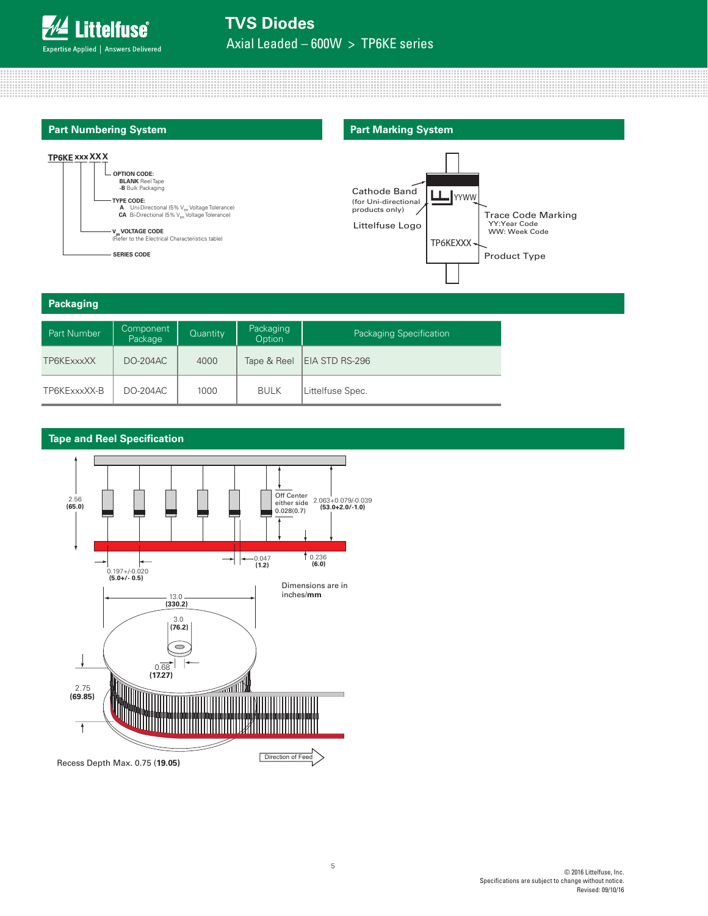# TVS Diodes

Axial Leaded – 600W > TP6KE series

## Part Numbering System

TP6KE xxx XX X

- OPTION CODE:
  - **BLANK** Reel Tape
  - **-B** Bulk Packaging
- TYPE CODE:
  - **A** Uni-Directional (5% $V_{BR}$ Voltage Tolerance)
  - **CA** Bi-Directional (5% $V_{BR}$ Voltage Tolerance)
- $V_{BR}$ VOLTAGE CODE (Refer to the Electrical Characteristics table)
- SERIES CODE

## Part Marking System

Cathode Band (for Uni-directional products only)

Littelfuse Logo

YYWW

Trace Code Marking
YY:Year Code
WW: Week Code

TP6KEXXXX

Product Type

## Packaging

| Part Number | Component Package | Quantity | Packaging Option | Packaging Specification |
|---|---|---|---|---|
| TP6KExxxXX | DO-204AC | 4000 | Tape & Reel | EIA STD RS-296 |
| TP6KExxxXX-B | DO-204AC | 1000 | BULK | Littelfuse Spec. |

## Tape and Reel Specification

2.56
**(65.0)**

Off Center either side 0.028(0.7)

2.063+0.079/-0.039
**(53.0+2.0/-1.0)**

0.047
**(1.2)**

0.236
**(6.0)**

0.197+/-0.020
**(5.0+/- 0.5)**

Dimensions are in inches/**mm**

13.0
**(330.2)**

3.0
**(76.2)**

0.68
**(17.27)**

2.75
**(69.85)**

Direction of Feed

Recess Depth Max. 0.75 (**19.05**)